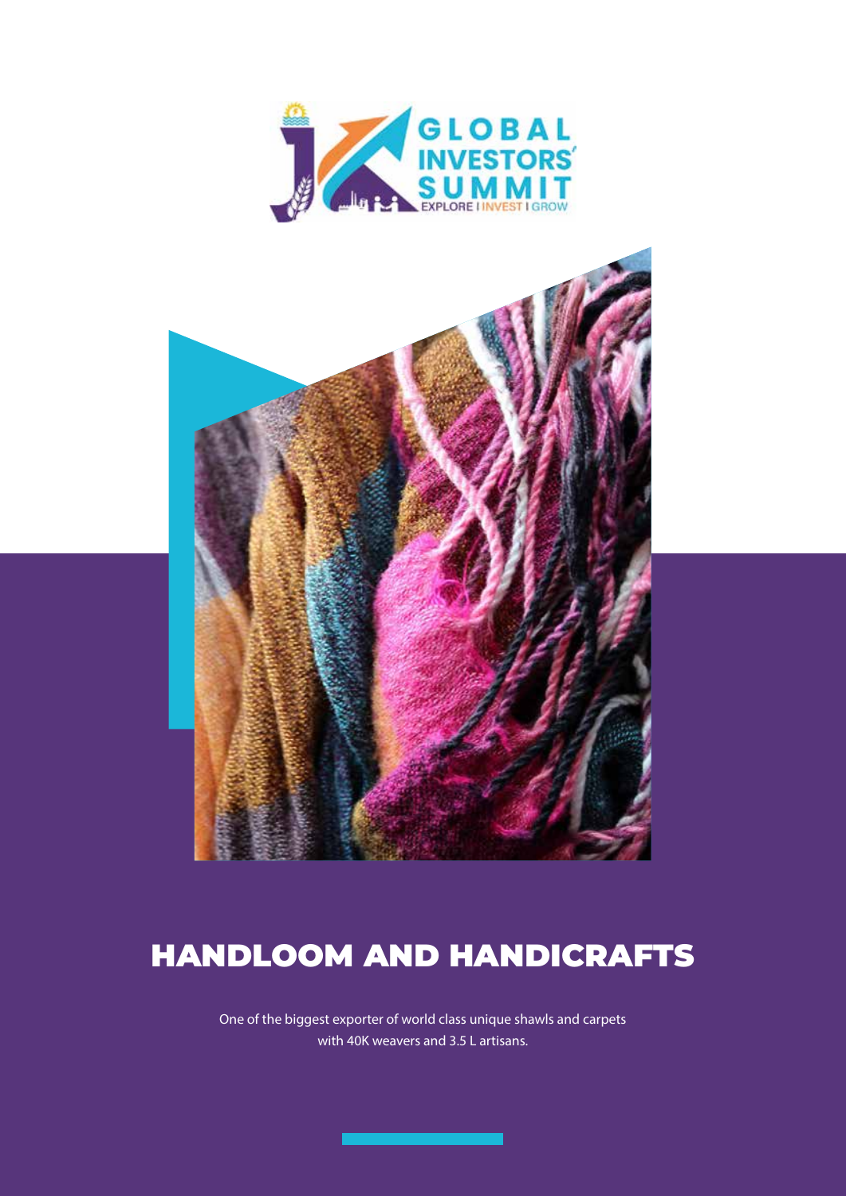# HANDLOOM AND HANDICRAFTS

One of the biggest exporter of world class unique shawls and carpets with 40K weavers and 3.5 L artisans.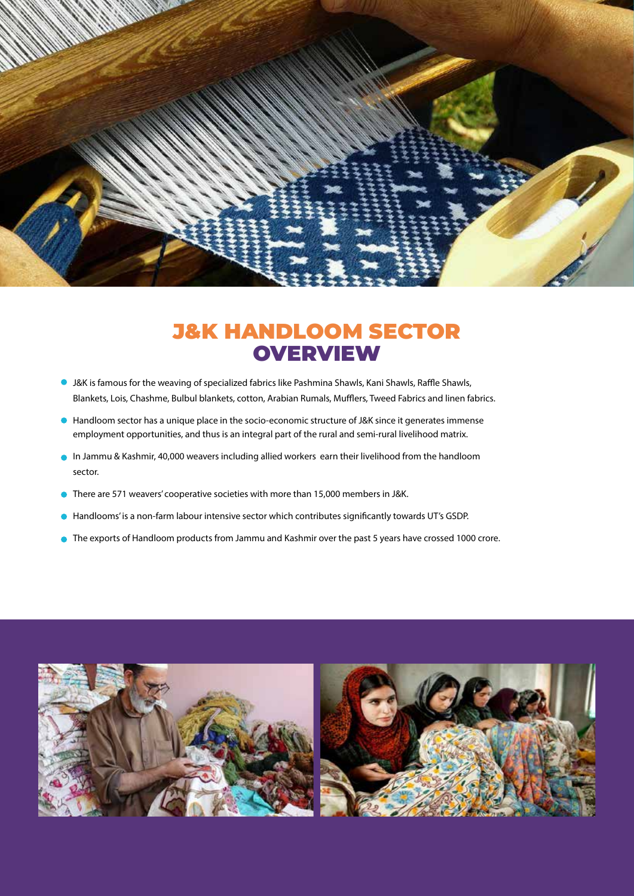# J&K HANDLOOM SECTOR OVERVIEW

- J&K is famous for the weaving of specialized fabrics like Pashmina Shawls, Kani Shawls, Raffle Shawls, Blankets, Lois, Chashme, Bulbul blankets, cotton, Arabian Rumals, Mufflers, Tweed Fabrics and linen fabrics.
- Handloom sector has a unique place in the socio-economic structure of J&K since it generates immense employment opportunities, and thus is an integral part of the rural and semi-rural livelihood matrix.
- In Jammu & Kashmir, 40,000 weavers including allied workers earn their livelihood from the handloom sector.
- There are 571 weavers' cooperative societies with more than 15,000 members in J&K.
- Handlooms' is a non-farm labour intensive sector which contributes significantly towards UT's GSDP.
- The exports of Handloom products from Jammu and Kashmir over the past 5 years have crossed 1000 crore.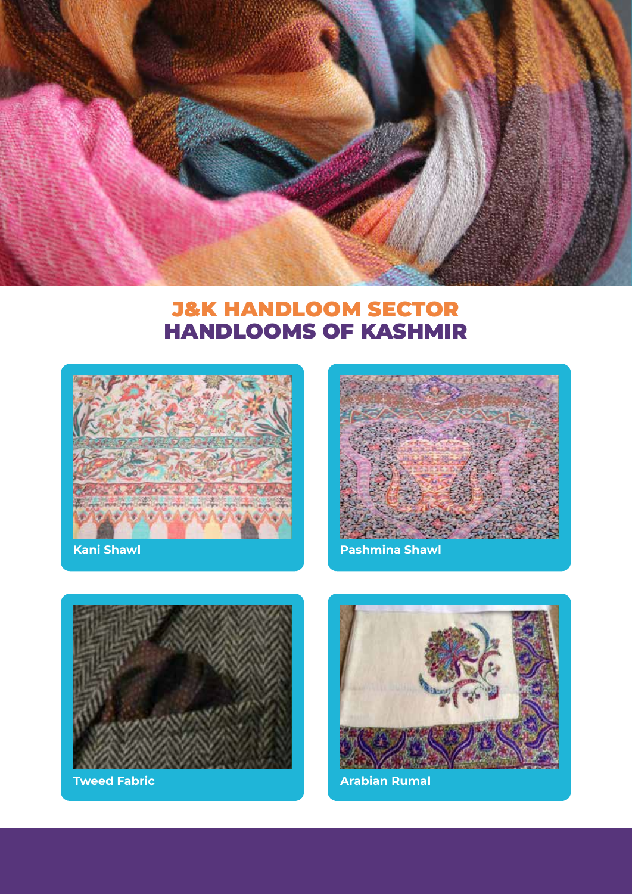# J&K HANDLOOM SECTOR
# HANDLOOMS OF KASHMIR

Kani Shawl

Pashmina Shawl

Tweed Fabric

Arabian Rumal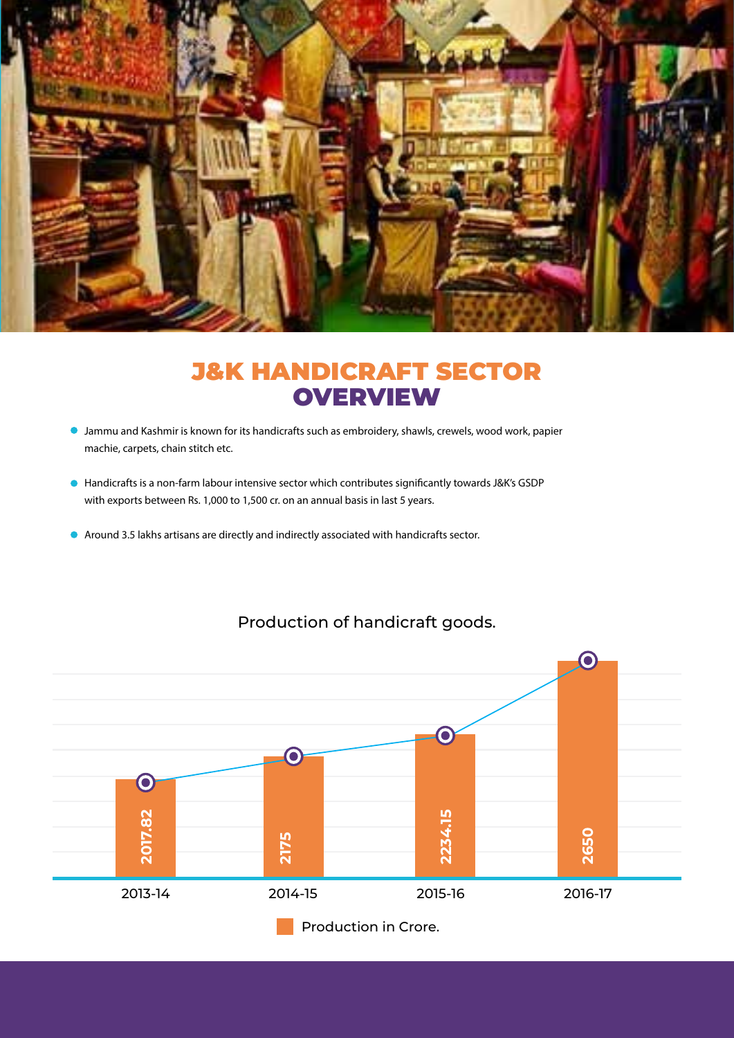# J&K HANDICRAFT SECTOR OVERVIEW

- Jammu and Kashmir is known for its handicrafts such as embroidery, shawls, crewels, wood work, papier machie, carpets, chain stitch etc.
- Handicrafts is a non-farm labour intensive sector which contributes significantly towards J&K's GSDP with exports between Rs. 1,000 to 1,500 cr. on an annual basis in last 5 years.
- Around 3.5 lakhs artisans are directly and indirectly associated with handicrafts sector.

Production of handicraft goods.

| Year | Production in Crore. |
| --- | --- |
| 2013-14 | 2017.82 |
| 2014-15 | 2175 |
| 2015-16 | 2234.15 |
| 2016-17 | 2650 |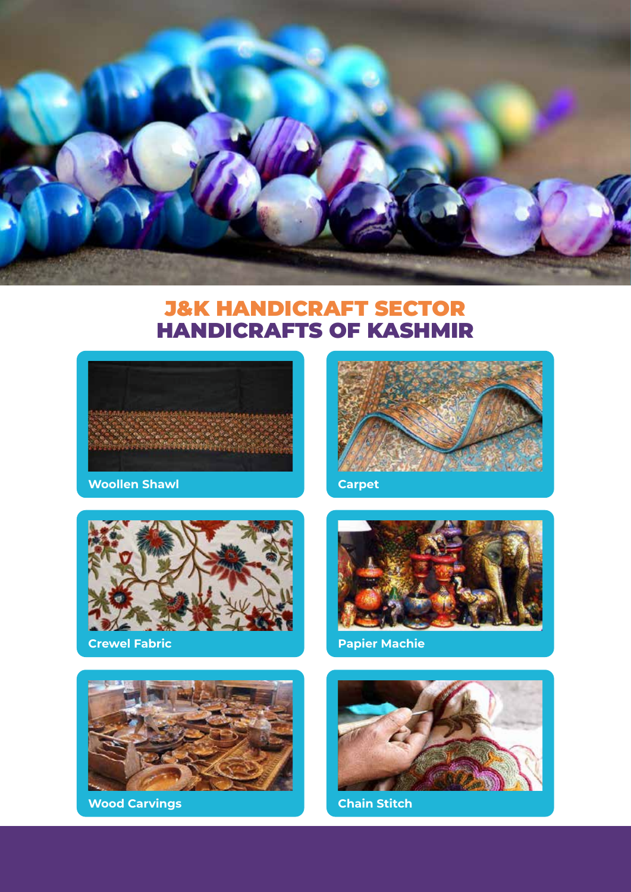# J&K HANDICRAFT SECTOR
# HANDICRAFTS OF KASHMIR

Woollen Shawl

Carpet

Crewel Fabric

Papier Machie

Wood Carvings

Chain Stitch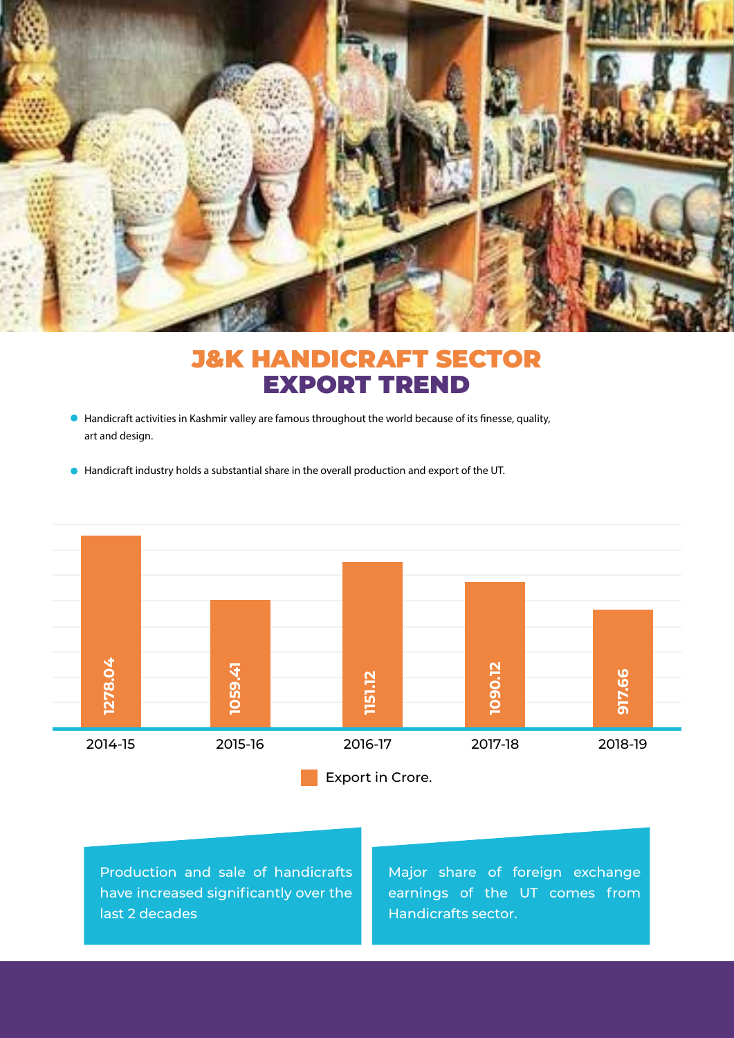# J&K HANDICRAFT SECTOR EXPORT TREND

- Handicraft activities in Kashmir valley are famous throughout the world because of its finesse, quality, art and design.
- Handicraft industry holds a substantial share in the overall production and export of the UT.

| Year | Export in Crore. |
|---|---|
| 2014-15 | 1278.04 |
| 2015-16 | 1059.41 |
| 2016-17 | 1151.12 |
| 2017-18 | 1090.12 |
| 2018-19 | 917.66 |

Production and sale of handicrafts have increased significantly over the last 2 decades

Major share of foreign exchange earnings of the UT comes from Handicrafts sector.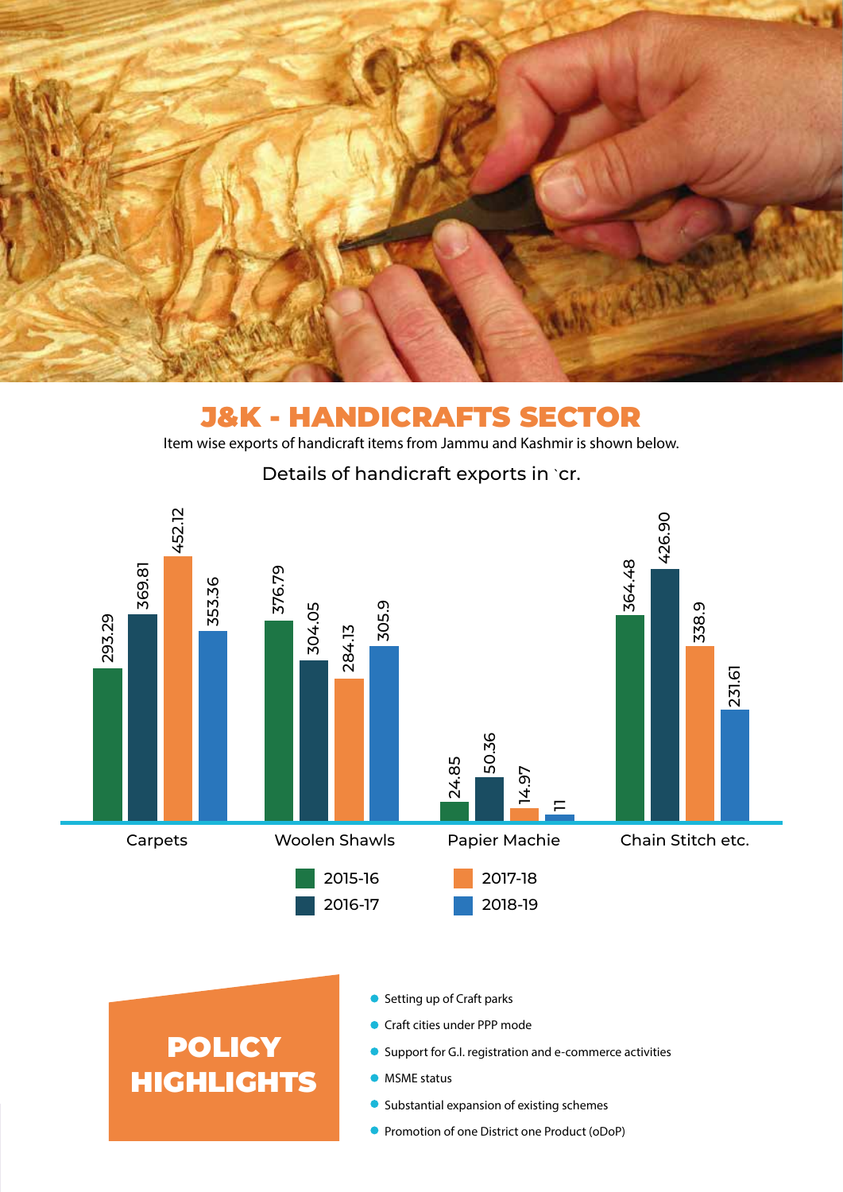# J&K - HANDICRAFTS SECTOR

Item wise exports of handicraft items from Jammu and Kashmir is shown below.

Details of handicraft exports in `cr.

| Item | 2015-16 | 2016-17 | 2017-18 | 2018-19 |
|---|---|---|---|---|
| Carpets | 293.29 | 369.81 | 452.12 | 353.36 |
| Woolen Shawls | 376.79 | 304.05 | 284.13 | 305.9 |
| Papier Machie | 24.85 | 50.36 | 14.97 | 11 |
| Chain Stitch etc. | 364.48 | 426.90 | 338.9 | 231.61 |

## POLICY HIGHLIGHTS

- Setting up of Craft parks
- Craft cities under PPP mode
- Support for G.I. registration and e-commerce activities
- MSME status
- Substantial expansion of existing schemes
- Promotion of one District one Product (oDoP)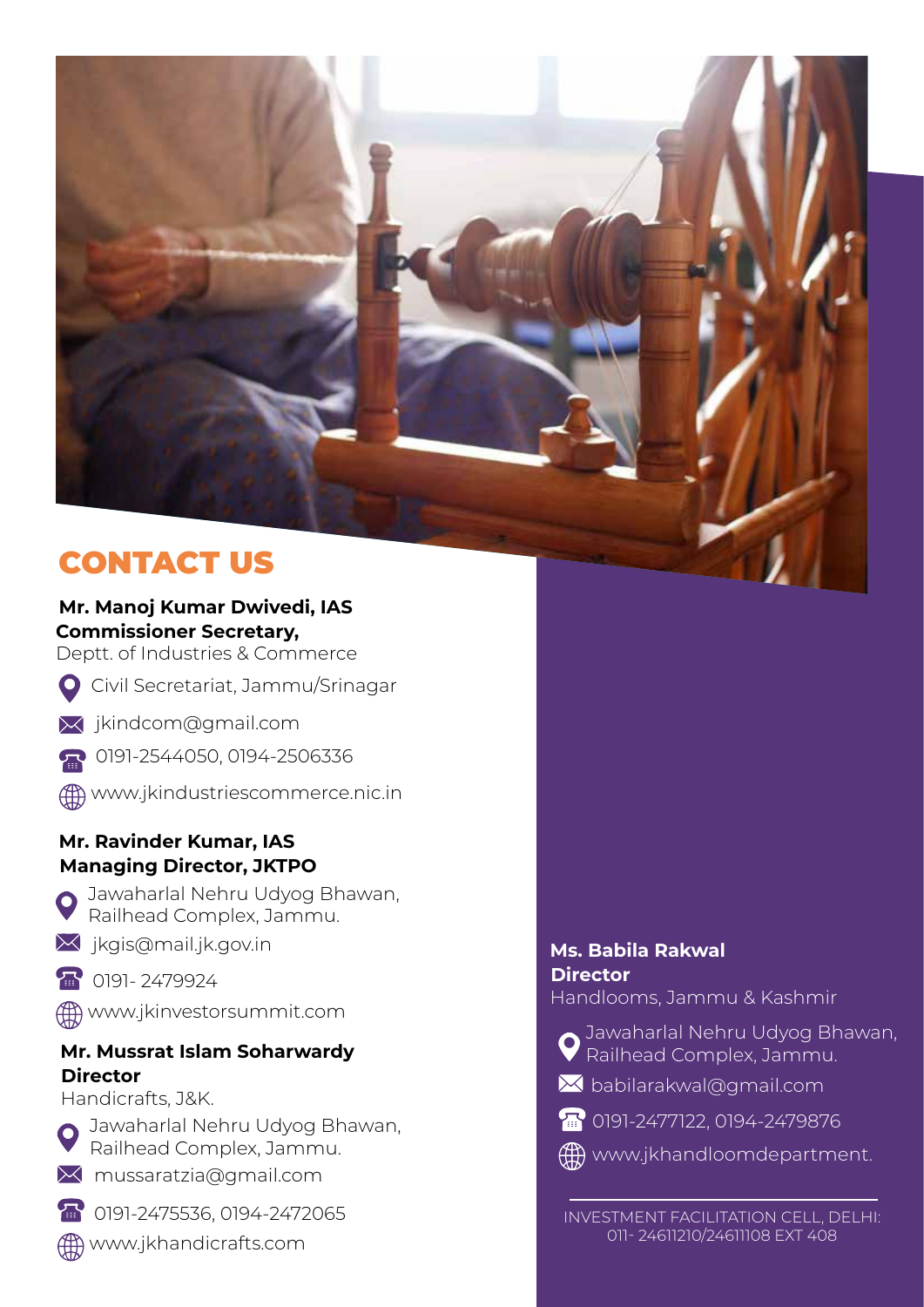## CONTACT US

**Mr. Manoj Kumar Dwivedi, IAS**
**Commissioner Secretary,**
Deptt. of Industries & Commerce

- Civil Secretariat, Jammu/Srinagar
- jkindcom@gmail.com
- 0191-2544050, 0194-2506336
- www.jkindustriescommerce.nic.in

**Mr. Ravinder Kumar, IAS**
**Managing Director, JKTPO**

- Jawaharlal Nehru Udyog Bhawan, Railhead Complex, Jammu.
- jkgis@mail.jk.gov.in
- 0191- 2479924
- www.jkinvestorsummit.com

**Mr. Mussrat Islam Soharwardy**
**Director**
Handicrafts, J&K.

- Jawaharlal Nehru Udyog Bhawan, Railhead Complex, Jammu.
- mussaratzia@gmail.com
- 0191-2475536, 0194-2472065
- www.jkhandicrafts.com

**Ms. Babila Rakwal**
**Director**
Handlooms, Jammu & Kashmir

- Jawaharlal Nehru Udyog Bhawan, Railhead Complex, Jammu.
- babilarakwal@gmail.com
- 0191-2477122, 0194-2479876
- www.jkhandloomdepartment.

INVESTMENT FACILITATION CELL, DELHI:
011- 24611210/24611108 EXT 408